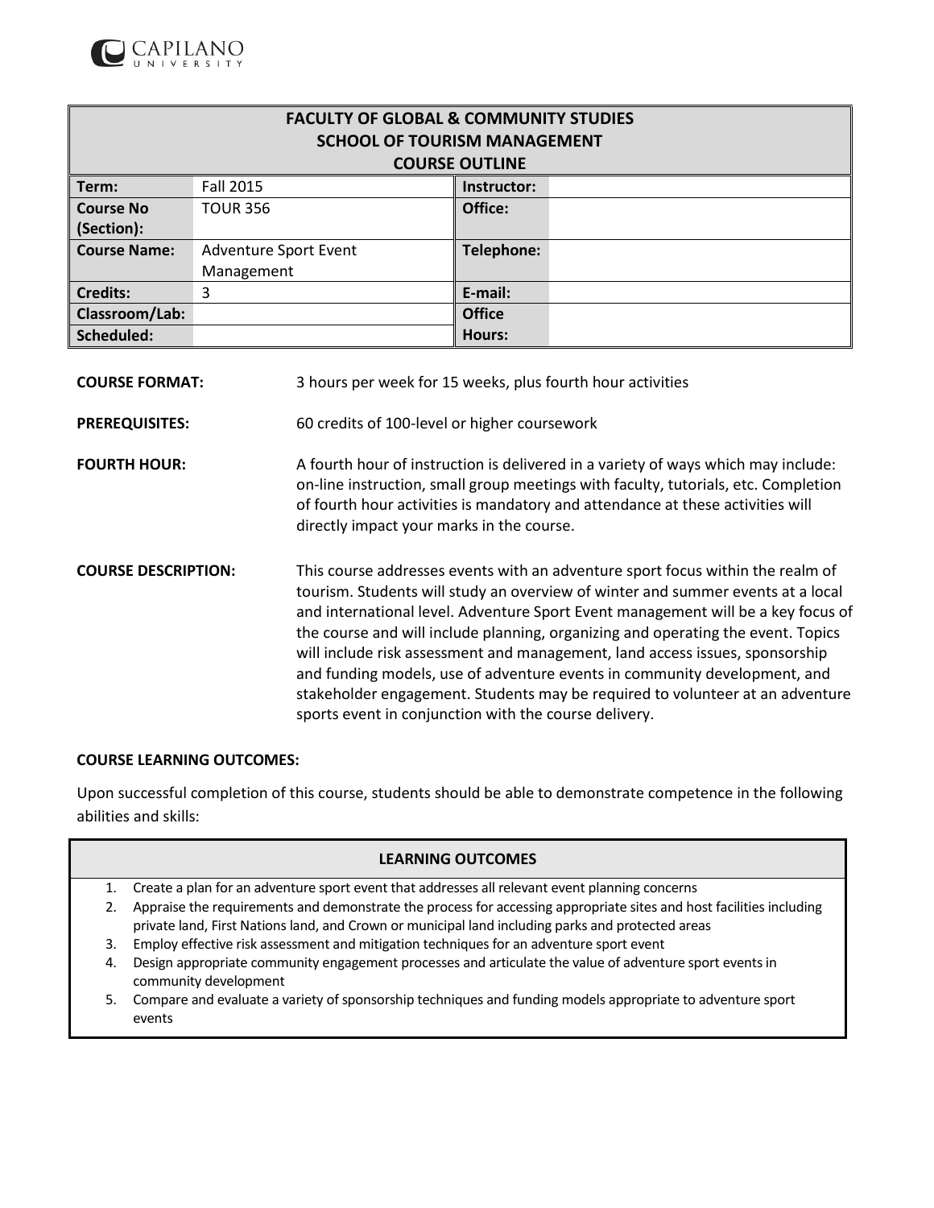CAPILANO UNIVERSITY

| FACULTY OF GLOBAL & COMMUNITY STUDIES<br>SCHOOL OF TOURISM MANAGEMENT<br>COURSE OUTLINE | | | |
|---|---|---|---|
| **Term:** | Fall 2015 | **Instructor:** | |
| **Course No (Section):** | TOUR 356 | **Office:** | |
| **Course Name:** | Adventure Sport Event Management | **Telephone:** | |
| **Credits:** | 3 | **E-mail:** | |
| **Classroom/Lab:** | | **Office Hours:** | |
| **Scheduled:** | | | |

**COURSE FORMAT:** 3 hours per week for 15 weeks, plus fourth hour activities

**PREREQUISITES:** 60 credits of 100-level or higher coursework

**FOURTH HOUR:** A fourth hour of instruction is delivered in a variety of ways which may include: on-line instruction, small group meetings with faculty, tutorials, etc. Completion of fourth hour activities is mandatory and attendance at these activities will directly impact your marks in the course.

**COURSE DESCRIPTION:** This course addresses events with an adventure sport focus within the realm of tourism. Students will study an overview of winter and summer events at a local and international level. Adventure Sport Event management will be a key focus of the course and will include planning, organizing and operating the event. Topics will include risk assessment and management, land access issues, sponsorship and funding models, use of adventure events in community development, and stakeholder engagement. Students may be required to volunteer at an adventure sports event in conjunction with the course delivery.

**COURSE LEARNING OUTCOMES:**

Upon successful completion of this course, students should be able to demonstrate competence in the following abilities and skills:

| LEARNING OUTCOMES |
|---|
| 1. Create a plan for an adventure sport event that addresses all relevant event planning concerns<br>2. Appraise the requirements and demonstrate the process for accessing appropriate sites and host facilities including private land, First Nations land, and Crown or municipal land including parks and protected areas<br>3. Employ effective risk assessment and mitigation techniques for an adventure sport event<br>4. Design appropriate community engagement processes and articulate the value of adventure sport events in community development<br>5. Compare and evaluate a variety of sponsorship techniques and funding models appropriate to adventure sport events |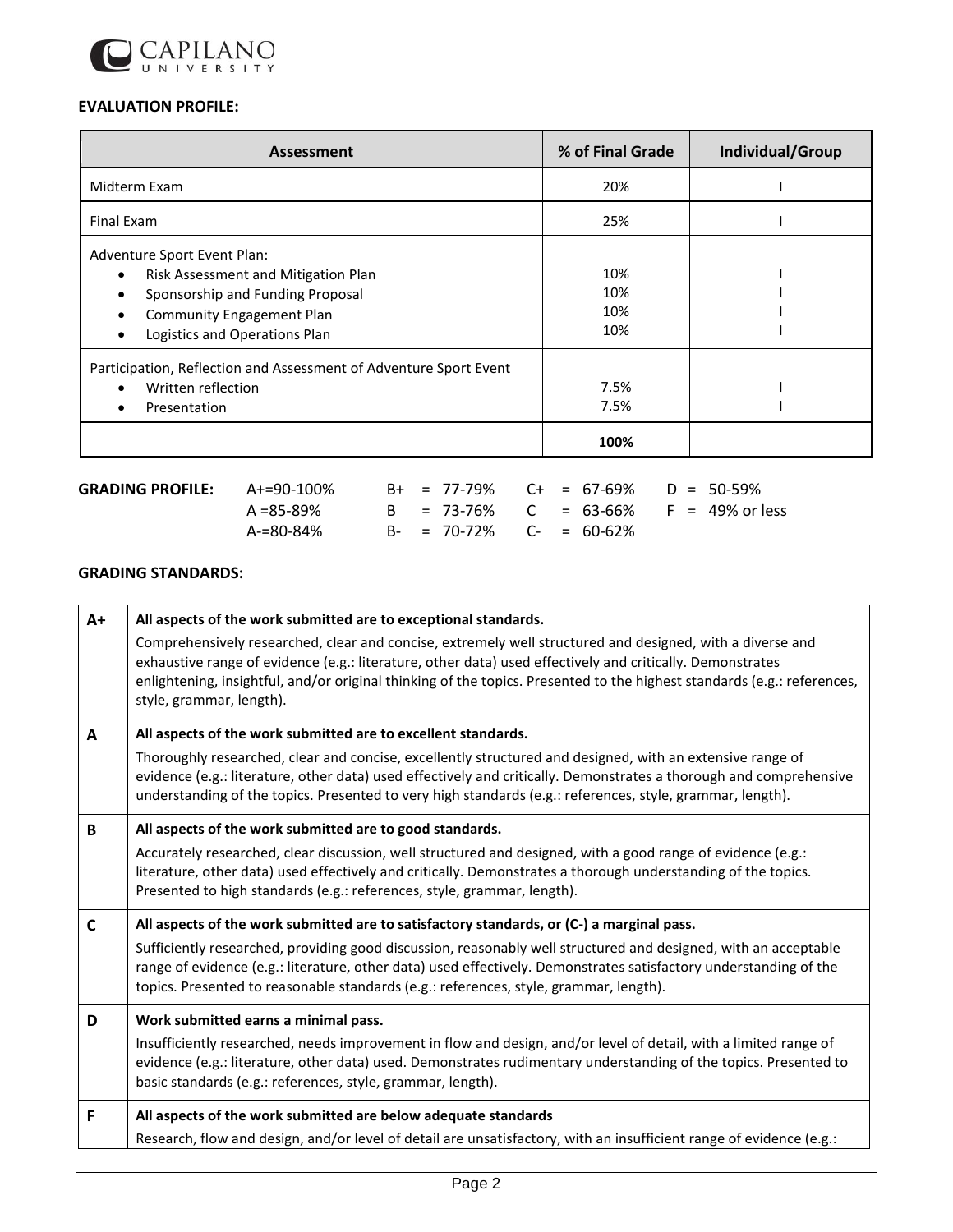**EVALUATION PROFILE:**

| Assessment | % of Final Grade | Individual/Group |
|---|---|---|
| Midterm Exam | 20% | I |
| Final Exam | 25% | I |
| Adventure Sport Event Plan:<br>• Risk Assessment and Mitigation Plan<br>• Sponsorship and Funding Proposal<br>• Community Engagement Plan<br>• Logistics and Operations Plan | <br>10%<br>10%<br>10%<br>10% | <br>I<br>I<br>I<br>I |
| Participation, Reflection and Assessment of Adventure Sport Event<br>• Written reflection<br>• Presentation | <br>7.5%<br>7.5% | <br>I<br>I |
| | **100%** | |

**GRADING PROFILE:**

| | | | |
|---|---|---|---|
| A+=90-100% | B+ = 77-79% | C+ = 67-69% | D = 50-59% |
| A =85-89% | B = 73-76% | C = 63-66% | F = 49% or less |
| A-=80-84% | B- = 70-72% | C- = 60-62% | |

**GRADING STANDARDS:**

| | |
|---|---|
| **A+** | **All aspects of the work submitted are to exceptional standards.**<br>Comprehensively researched, clear and concise, extremely well structured and designed, with a diverse and exhaustive range of evidence (e.g.: literature, other data) used effectively and critically. Demonstrates enlightening, insightful, and/or original thinking of the topics. Presented to the highest standards (e.g.: references, style, grammar, length). |
| **A** | **All aspects of the work submitted are to excellent standards.**<br>Thoroughly researched, clear and concise, excellently structured and designed, with an extensive range of evidence (e.g.: literature, other data) used effectively and critically. Demonstrates a thorough and comprehensive understanding of the topics. Presented to very high standards (e.g.: references, style, grammar, length). |
| **B** | **All aspects of the work submitted are to good standards.**<br>Accurately researched, clear discussion, well structured and designed, with a good range of evidence (e.g.: literature, other data) used effectively and critically. Demonstrates a thorough understanding of the topics. Presented to high standards (e.g.: references, style, grammar, length). |
| **C** | **All aspects of the work submitted are to satisfactory standards, or (C-) a marginal pass.**<br>Sufficiently researched, providing good discussion, reasonably well structured and designed, with an acceptable range of evidence (e.g.: literature, other data) used effectively. Demonstrates satisfactory understanding of the topics. Presented to reasonable standards (e.g.: references, style, grammar, length). |
| **D** | **Work submitted earns a minimal pass.**<br>Insufficiently researched, needs improvement in flow and design, and/or level of detail, with a limited range of evidence (e.g.: literature, other data) used. Demonstrates rudimentary understanding of the topics. Presented to basic standards (e.g.: references, style, grammar, length). |
| **F** | **All aspects of the work submitted are below adequate standards**<br>Research, flow and design, and/or level of detail are unsatisfactory, with an insufficient range of evidence (e.g.: |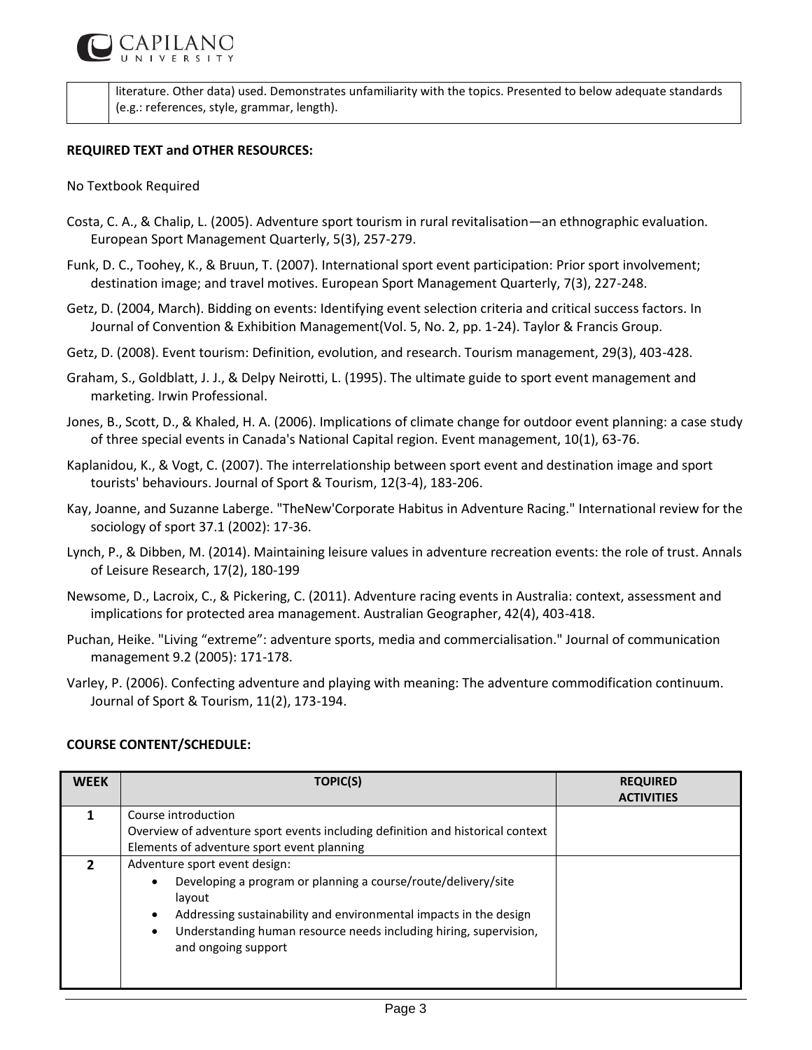| | literature. Other data) used. Demonstrates unfamiliarity with the topics. Presented to below adequate standards (e.g.: references, style, grammar, length). |
|---|---|

**REQUIRED TEXT and OTHER RESOURCES:**

No Textbook Required

Costa, C. A., & Chalip, L. (2005). Adventure sport tourism in rural revitalisation—an ethnographic evaluation. European Sport Management Quarterly, 5(3), 257-279.

Funk, D. C., Toohey, K., & Bruun, T. (2007). International sport event participation: Prior sport involvement; destination image; and travel motives. European Sport Management Quarterly, 7(3), 227-248.

Getz, D. (2004, March). Bidding on events: Identifying event selection criteria and critical success factors. In Journal of Convention & Exhibition Management(Vol. 5, No. 2, pp. 1-24). Taylor & Francis Group.

Getz, D. (2008). Event tourism: Definition, evolution, and research. Tourism management, 29(3), 403-428.

Graham, S., Goldblatt, J. J., & Delpy Neirotti, L. (1995). The ultimate guide to sport event management and marketing. Irwin Professional.

Jones, B., Scott, D., & Khaled, H. A. (2006). Implications of climate change for outdoor event planning: a case study of three special events in Canada's National Capital region. Event management, 10(1), 63-76.

Kaplanidou, K., & Vogt, C. (2007). The interrelationship between sport event and destination image and sport tourists' behaviours. Journal of Sport & Tourism, 12(3-4), 183-206.

Kay, Joanne, and Suzanne Laberge. "TheNew'Corporate Habitus in Adventure Racing." International review for the sociology of sport 37.1 (2002): 17-36.

Lynch, P., & Dibben, M. (2014). Maintaining leisure values in adventure recreation events: the role of trust. Annals of Leisure Research, 17(2), 180-199

Newsome, D., Lacroix, C., & Pickering, C. (2011). Adventure racing events in Australia: context, assessment and implications for protected area management. Australian Geographer, 42(4), 403-418.

Puchan, Heike. "Living "extreme": adventure sports, media and commercialisation." Journal of communication management 9.2 (2005): 171-178.

Varley, P. (2006). Confecting adventure and playing with meaning: The adventure commodification continuum. Journal of Sport & Tourism, 11(2), 173-194.

**COURSE CONTENT/SCHEDULE:**

| WEEK | TOPIC(S) | REQUIRED ACTIVITIES |
|---|---|---|
| 1 | Course introduction<br>Overview of adventure sport events including definition and historical context<br>Elements of adventure sport event planning | |
| 2 | Adventure sport event design:<br>• Developing a program or planning a course/route/delivery/site layout<br>• Addressing sustainability and environmental impacts in the design<br>• Understanding human resource needs including hiring, supervision, and ongoing support | |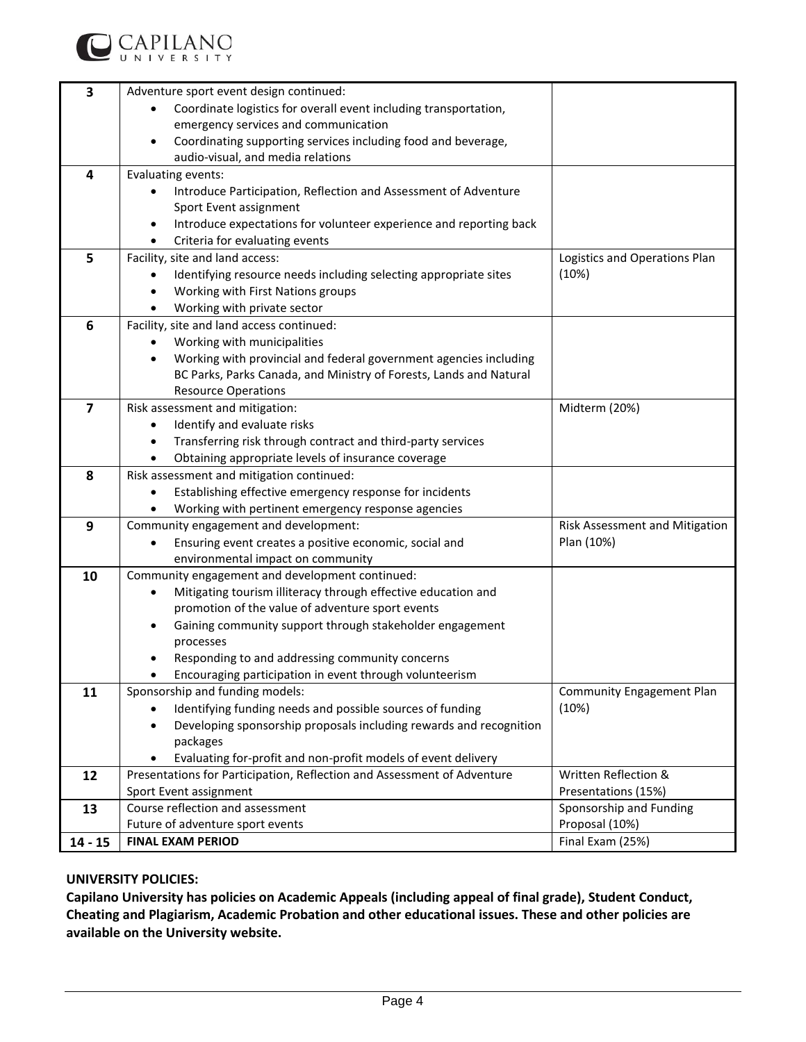| 3 | Adventure sport event design continued:<br>• Coordinate logistics for overall event including transportation, emergency services and communication<br>• Coordinating supporting services including food and beverage, audio-visual, and media relations | |
|---|---|---|
| 4 | Evaluating events:<br>• Introduce Participation, Reflection and Assessment of Adventure Sport Event assignment<br>• Introduce expectations for volunteer experience and reporting back<br>• Criteria for evaluating events | |
| 5 | Facility, site and land access:<br>• Identifying resource needs including selecting appropriate sites<br>• Working with First Nations groups<br>• Working with private sector | Logistics and Operations Plan (10%) |
| 6 | Facility, site and land access continued:<br>• Working with municipalities<br>• Working with provincial and federal government agencies including BC Parks, Parks Canada, and Ministry of Forests, Lands and Natural Resource Operations | |
| 7 | Risk assessment and mitigation:<br>• Identify and evaluate risks<br>• Transferring risk through contract and third-party services<br>• Obtaining appropriate levels of insurance coverage | Midterm (20%) |
| 8 | Risk assessment and mitigation continued:<br>• Establishing effective emergency response for incidents<br>• Working with pertinent emergency response agencies | |
| 9 | Community engagement and development:<br>• Ensuring event creates a positive economic, social and environmental impact on community | Risk Assessment and Mitigation Plan (10%) |
| 10 | Community engagement and development continued:<br>• Mitigating tourism illiteracy through effective education and promotion of the value of adventure sport events<br>• Gaining community support through stakeholder engagement processes<br>• Responding to and addressing community concerns<br>• Encouraging participation in event through volunteerism | |
| 11 | Sponsorship and funding models:<br>• Identifying funding needs and possible sources of funding<br>• Developing sponsorship proposals including rewards and recognition packages<br>• Evaluating for-profit and non-profit models of event delivery | Community Engagement Plan (10%) |
| 12 | Presentations for Participation, Reflection and Assessment of Adventure Sport Event assignment | Written Reflection & Presentations (15%) |
| 13 | Course reflection and assessment<br>Future of adventure sport events | Sponsorship and Funding Proposal (10%) |
| 14 - 15 | **FINAL EXAM PERIOD** | Final Exam (25%) |

**UNIVERSITY POLICIES:**

**Capilano University has policies on Academic Appeals (including appeal of final grade), Student Conduct, Cheating and Plagiarism, Academic Probation and other educational issues. These and other policies are available on the University website.**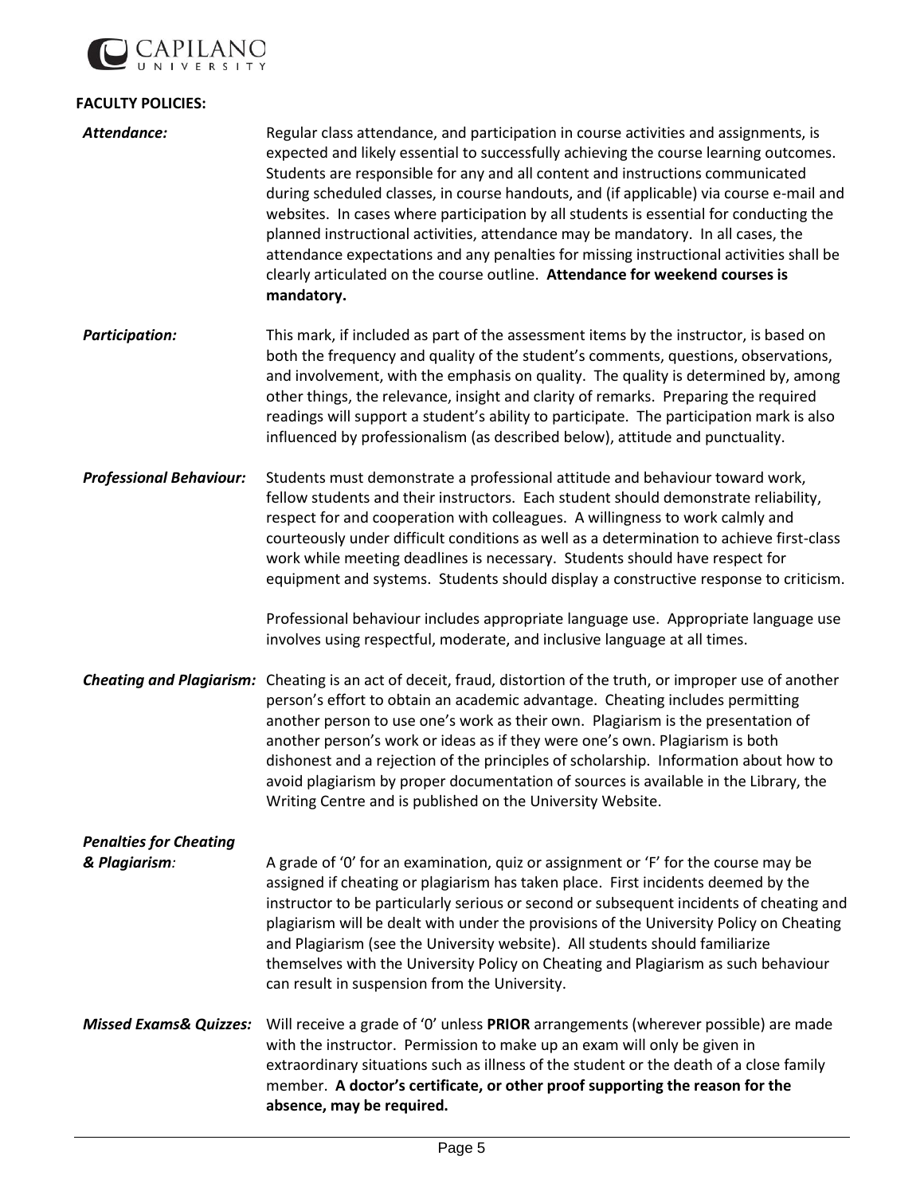**FACULTY POLICIES:**

***Attendance:*** Regular class attendance, and participation in course activities and assignments, is expected and likely essential to successfully achieving the course learning outcomes. Students are responsible for any and all content and instructions communicated during scheduled classes, in course handouts, and (if applicable) via course e-mail and websites. In cases where participation by all students is essential for conducting the planned instructional activities, attendance may be mandatory. In all cases, the attendance expectations and any penalties for missing instructional activities shall be clearly articulated on the course outline. **Attendance for weekend courses is mandatory.**

***Participation:*** This mark, if included as part of the assessment items by the instructor, is based on both the frequency and quality of the student's comments, questions, observations, and involvement, with the emphasis on quality. The quality is determined by, among other things, the relevance, insight and clarity of remarks. Preparing the required readings will support a student's ability to participate. The participation mark is also influenced by professionalism (as described below), attitude and punctuality.

***Professional Behaviour:*** Students must demonstrate a professional attitude and behaviour toward work, fellow students and their instructors. Each student should demonstrate reliability, respect for and cooperation with colleagues. A willingness to work calmly and courteously under difficult conditions as well as a determination to achieve first-class work while meeting deadlines is necessary. Students should have respect for equipment and systems. Students should display a constructive response to criticism.

Professional behaviour includes appropriate language use. Appropriate language use involves using respectful, moderate, and inclusive language at all times.

***Cheating and Plagiarism:*** Cheating is an act of deceit, fraud, distortion of the truth, or improper use of another person's effort to obtain an academic advantage. Cheating includes permitting another person to use one's work as their own. Plagiarism is the presentation of another person's work or ideas as if they were one's own. Plagiarism is both dishonest and a rejection of the principles of scholarship. Information about how to avoid plagiarism by proper documentation of sources is available in the Library, the Writing Centre and is published on the University Website.

***Penalties for Cheating & Plagiarism:*** A grade of '0' for an examination, quiz or assignment or 'F' for the course may be assigned if cheating or plagiarism has taken place. First incidents deemed by the instructor to be particularly serious or second or subsequent incidents of cheating and plagiarism will be dealt with under the provisions of the University Policy on Cheating and Plagiarism (see the University website). All students should familiarize themselves with the University Policy on Cheating and Plagiarism as such behaviour can result in suspension from the University.

***Missed Exams& Quizzes:*** Will receive a grade of '0' unless **PRIOR** arrangements (wherever possible) are made with the instructor. Permission to make up an exam will only be given in extraordinary situations such as illness of the student or the death of a close family member. **A doctor's certificate, or other proof supporting the reason for the absence, may be required.**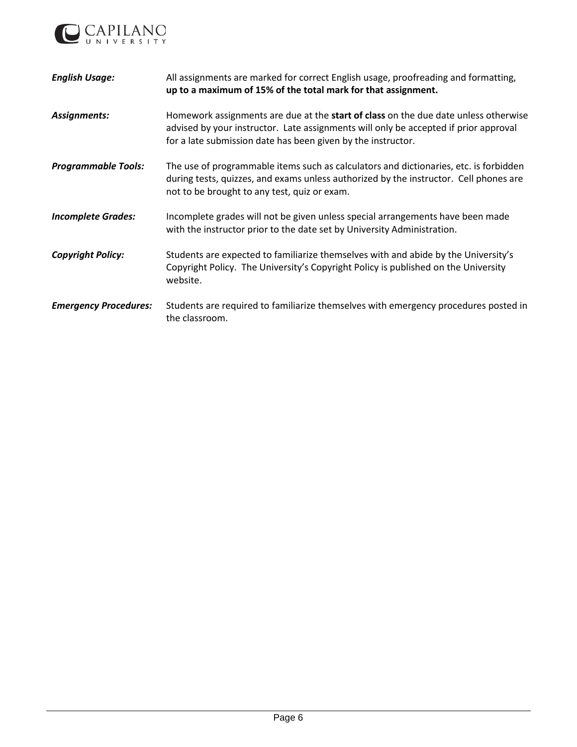***English Usage:*** All assignments are marked for correct English usage, proofreading and formatting, **up to a maximum of 15% of the total mark for that assignment.**

***Assignments:*** Homework assignments are due at the **start of class** on the due date unless otherwise advised by your instructor. Late assignments will only be accepted if prior approval for a late submission date has been given by the instructor.

***Programmable Tools:*** The use of programmable items such as calculators and dictionaries, etc. is forbidden during tests, quizzes, and exams unless authorized by the instructor. Cell phones are not to be brought to any test, quiz or exam.

***Incomplete Grades:*** Incomplete grades will not be given unless special arrangements have been made with the instructor prior to the date set by University Administration.

***Copyright Policy:*** Students are expected to familiarize themselves with and abide by the University's Copyright Policy. The University's Copyright Policy is published on the University website.

***Emergency Procedures:*** Students are required to familiarize themselves with emergency procedures posted in the classroom.